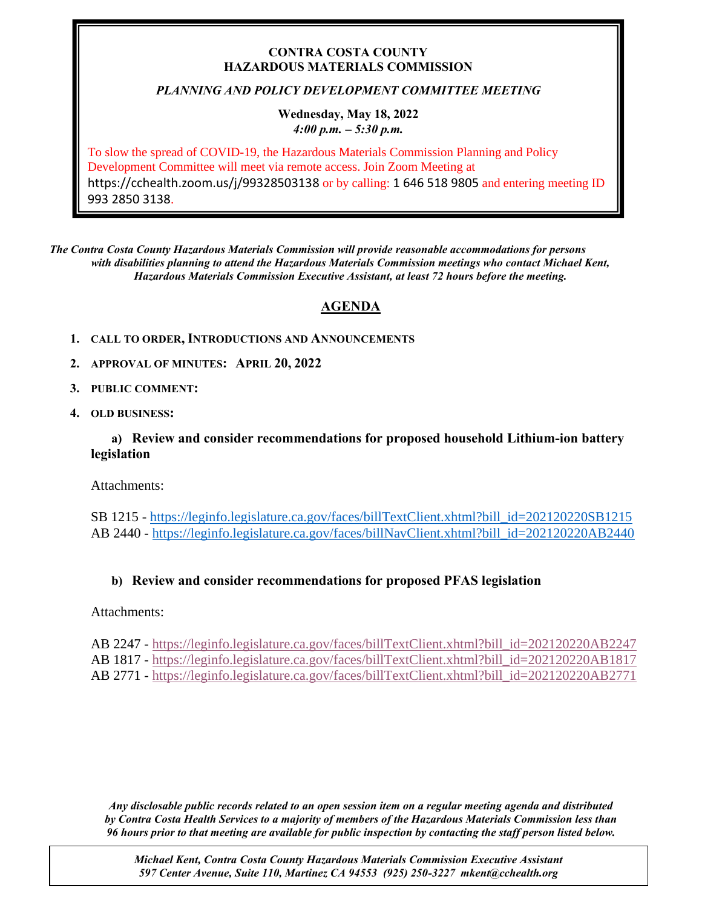**CONTRA COSTA COUNTY**
**HAZARDOUS MATERIALS COMMISSION**

***PLANNING AND POLICY DEVELOPMENT COMMITTEE MEETING***

**Wednesday, May 18, 2022**
***4:00 p.m. – 5:30 p.m.***

To slow the spread of COVID-19, the Hazardous Materials Commission Planning and Policy Development Committee will meet via remote access. Join Zoom Meeting at https://cchealth.zoom.us/j/99328503138 or by calling: 1 646 518 9805 and entering meeting ID 993 2850 3138.

***The Contra Costa County Hazardous Materials Commission will provide reasonable accommodations for persons with disabilities planning to attend the Hazardous Materials Commission meetings who contact Michael Kent, Hazardous Materials Commission Executive Assistant, at least 72 hours before the meeting.***

## AGENDA

1. **CALL TO ORDER, INTRODUCTIONS AND ANNOUNCEMENTS**
2. **APPROVAL OF MINUTES: APRIL 20, 2022**
3. **PUBLIC COMMENT:**
4. **OLD BUSINESS:**

   **a) Review and consider recommendations for proposed household Lithium-ion battery legislation**

   Attachments:

   SB 1215 - https://leginfo.legislature.ca.gov/faces/billTextClient.xhtml?bill_id=202120220SB1215
   AB 2440 - https://leginfo.legislature.ca.gov/faces/billNavClient.xhtml?bill_id=202120220AB2440

   **b) Review and consider recommendations for proposed PFAS legislation**

   Attachments:

   AB 2247 - https://leginfo.legislature.ca.gov/faces/billTextClient.xhtml?bill_id=202120220AB2247
   AB 1817 - https://leginfo.legislature.ca.gov/faces/billTextClient.xhtml?bill_id=202120220AB1817
   AB 2771 - https://leginfo.legislature.ca.gov/faces/billTextClient.xhtml?bill_id=202120220AB2771

***Any disclosable public records related to an open session item on a regular meeting agenda and distributed by Contra Costa Health Services to a majority of members of the Hazardous Materials Commission less than 96 hours prior to that meeting are available for public inspection by contacting the staff person listed below.***

***Michael Kent, Contra Costa County Hazardous Materials Commission Executive Assistant***
***597 Center Avenue, Suite 110, Martinez CA 94553 (925) 250-3227 mkent@cchealth.org***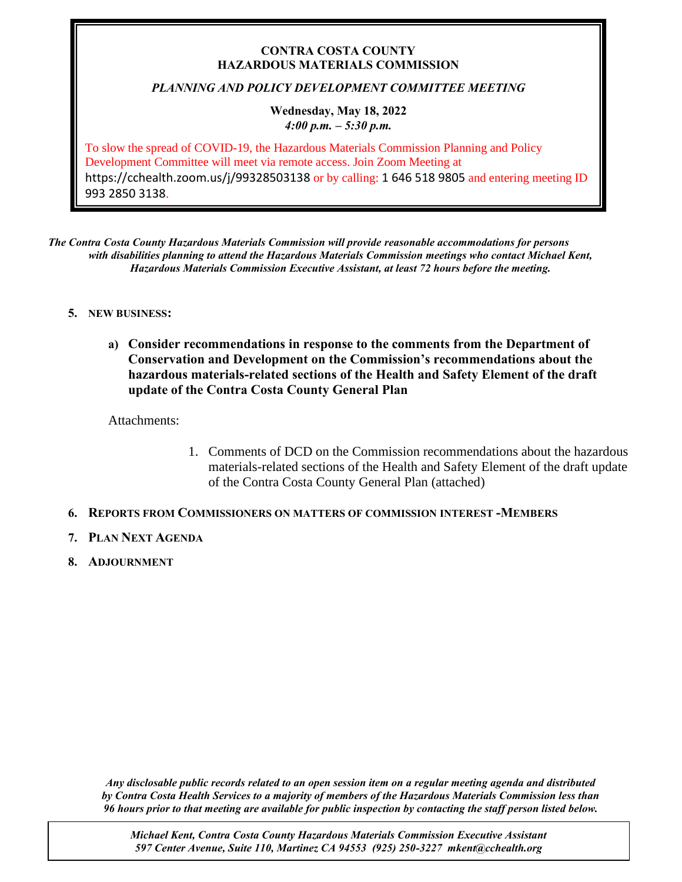**CONTRA COSTA COUNTY**
**HAZARDOUS MATERIALS COMMISSION**

***PLANNING AND POLICY DEVELOPMENT COMMITTEE MEETING***

**Wednesday, May 18, 2022**
***4:00 p.m. – 5:30 p.m.***

To slow the spread of COVID-19, the Hazardous Materials Commission Planning and Policy Development Committee will meet via remote access. Join Zoom Meeting at https://cchealth.zoom.us/j/99328503138 or by calling: 1 646 518 9805 and entering meeting ID 993 2850 3138.

***The Contra Costa County Hazardous Materials Commission will provide reasonable accommodations for persons with disabilities planning to attend the Hazardous Materials Commission meetings who contact Michael Kent, Hazardous Materials Commission Executive Assistant, at least 72 hours before the meeting.***

**5. NEW BUSINESS:**

**a) Consider recommendations in response to the comments from the Department of Conservation and Development on the Commission's recommendations about the hazardous materials-related sections of the Health and Safety Element of the draft update of the Contra Costa County General Plan**

Attachments:

1. Comments of DCD on the Commission recommendations about the hazardous materials-related sections of the Health and Safety Element of the draft update of the Contra Costa County General Plan (attached)

**6. REPORTS FROM COMMISSIONERS ON MATTERS OF COMMISSION INTEREST -MEMBERS**

**7. PLAN NEXT AGENDA**

**8. ADJOURNMENT**

***Any disclosable public records related to an open session item on a regular meeting agenda and distributed by Contra Costa Health Services to a majority of members of the Hazardous Materials Commission less than 96 hours prior to that meeting are available for public inspection by contacting the staff person listed below.***

*Michael Kent, Contra Costa County Hazardous Materials Commission Executive Assistant*
*597 Center Avenue, Suite 110, Martinez CA 94553 (925) 250-3227 mkent@cchealth.org*